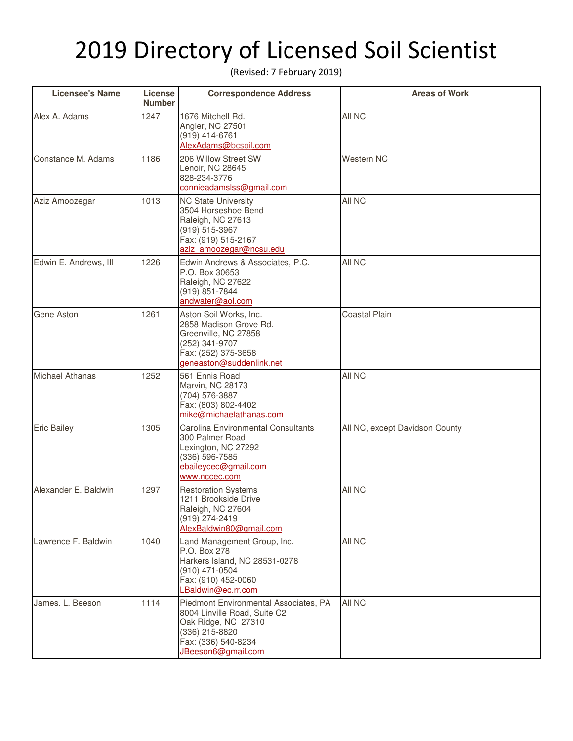# 2019 Directory of Licensed Soil Scientist

(Revised: 7 February 2019)

| Licensee's Name | License Number | Correspondence Address | Areas of Work |
|---|---|---|---|
| Alex A. Adams | 1247 | 1676 Mitchell Rd.<br>Angier, NC 27501<br>(919) 414-6761<br>AlexAdams@bcsoil.com | All NC |
| Constance M. Adams | 1186 | 206 Willow Street SW<br>Lenoir, NC 28645<br>828-234-3776<br>connieadamslss@gmail.com | Western NC |
| Aziz Amoozegar | 1013 | NC State University<br>3504 Horseshoe Bend<br>Raleigh, NC 27613<br>(919) 515-3967<br>Fax: (919) 515-2167<br>aziz_amoozegar@ncsu.edu | All NC |
| Edwin E. Andrews, III | 1226 | Edwin Andrews & Associates, P.C.<br>P.O. Box 30653<br>Raleigh, NC 27622<br>(919) 851-7844<br>andwater@aol.com | All NC |
| Gene Aston | 1261 | Aston Soil Works, Inc.<br>2858 Madison Grove Rd.<br>Greenville, NC 27858<br>(252) 341-9707<br>Fax: (252) 375-3658<br>geneaston@suddenlink.net | Coastal Plain |
| Michael Athanas | 1252 | 561 Ennis Road<br>Marvin, NC 28173<br>(704) 576-3887<br>Fax: (803) 802-4402<br>mike@michaelathanas.com | All NC |
| Eric Bailey | 1305 | Carolina Environmental Consultants<br>300 Palmer Road<br>Lexington, NC 27292<br>(336) 596-7585<br>ebaileycec@gmail.com<br>www.nccec.com | All NC, except Davidson County |
| Alexander E. Baldwin | 1297 | Restoration Systems<br>1211 Brookside Drive<br>Raleigh, NC 27604<br>(919) 274-2419<br>AlexBaldwin80@gmail.com | All NC |
| Lawrence F. Baldwin | 1040 | Land Management Group, Inc.<br>P.O. Box 278<br>Harkers Island, NC 28531-0278<br>(910) 471-0504<br>Fax: (910) 452-0060<br>LBaldwin@ec.rr.com | All NC |
| James. L. Beeson | 1114 | Piedmont Environmental Associates, PA<br>8004 Linville Road, Suite C2<br>Oak Ridge, NC 27310<br>(336) 215-8820<br>Fax: (336) 540-8234<br>JBeeson6@gmail.com | All NC |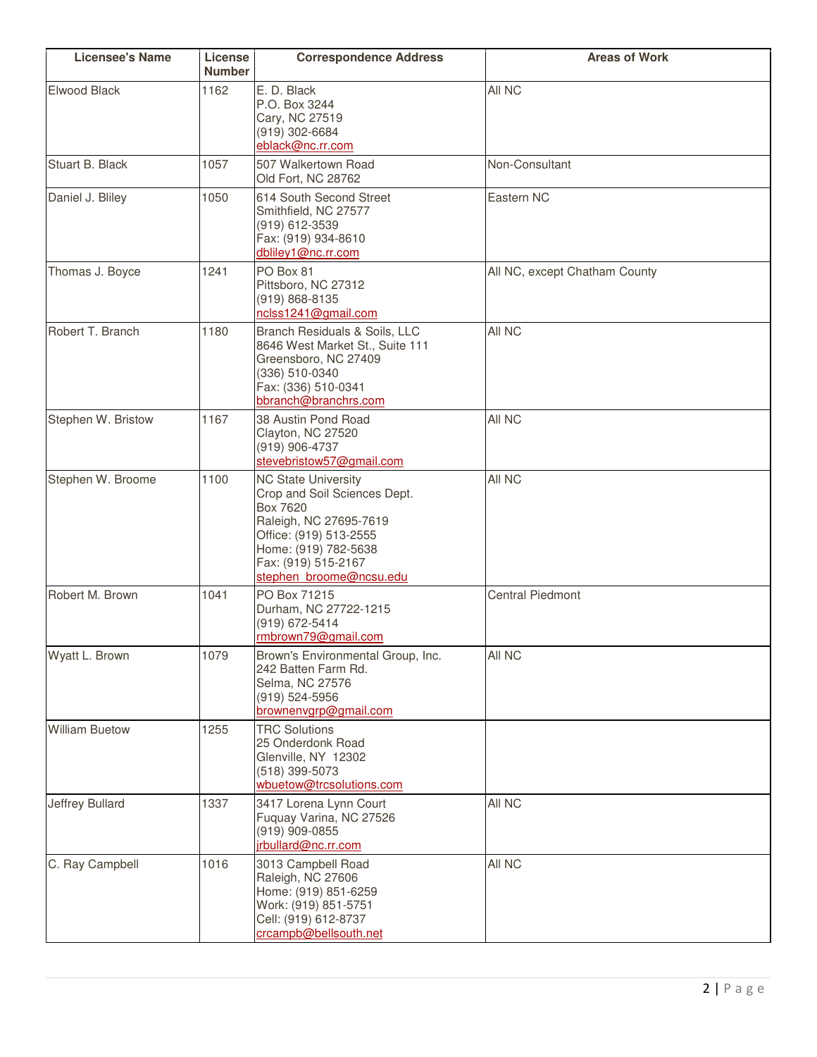| Licensee's Name | License Number | Correspondence Address | Areas of Work |
|---|---|---|---|
| Elwood Black | 1162 | E. D. Black<br>P.O. Box 3244<br>Cary, NC 27519<br>(919) 302-6684<br>eblack@nc.rr.com | All NC |
| Stuart B. Black | 1057 | 507 Walkertown Road<br>Old Fort, NC 28762 | Non-Consultant |
| Daniel J. Bliley | 1050 | 614 South Second Street<br>Smithfield, NC 27577<br>(919) 612-3539<br>Fax: (919) 934-8610<br>dbliley1@nc.rr.com | Eastern NC |
| Thomas J. Boyce | 1241 | PO Box 81<br>Pittsboro, NC 27312<br>(919) 868-8135<br>nclss1241@gmail.com | All NC, except Chatham County |
| Robert T. Branch | 1180 | Branch Residuals & Soils, LLC<br>8646 West Market St., Suite 111<br>Greensboro, NC 27409<br>(336) 510-0340<br>Fax: (336) 510-0341<br>bbranch@branchrs.com | All NC |
| Stephen W. Bristow | 1167 | 38 Austin Pond Road<br>Clayton, NC 27520<br>(919) 906-4737<br>stevebristow57@gmail.com | All NC |
| Stephen W. Broome | 1100 | NC State University<br>Crop and Soil Sciences Dept.<br>Box 7620<br>Raleigh, NC 27695-7619<br>Office: (919) 513-2555<br>Home: (919) 782-5638<br>Fax: (919) 515-2167<br>stephen_broome@ncsu.edu | All NC |
| Robert M. Brown | 1041 | PO Box 71215<br>Durham, NC 27722-1215<br>(919) 672-5414<br>rmbrown79@gmail.com | Central Piedmont |
| Wyatt L. Brown | 1079 | Brown's Environmental Group, Inc.<br>242 Batten Farm Rd.<br>Selma, NC 27576<br>(919) 524-5956<br>brownenvgrp@gmail.com | All NC |
| William Buetow | 1255 | TRC Solutions<br>25 Onderdonk Road<br>Glenville, NY 12302<br>(518) 399-5073<br>wbuetow@trcsolutions.com | |
| Jeffrey Bullard | 1337 | 3417 Lorena Lynn Court<br>Fuquay Varina, NC 27526<br>(919) 909-0855<br>jrbullard@nc.rr.com | All NC |
| C. Ray Campbell | 1016 | 3013 Campbell Road<br>Raleigh, NC 27606<br>Home: (919) 851-6259<br>Work: (919) 851-5751<br>Cell: (919) 612-8737<br>crcampb@bellsouth.net | All NC |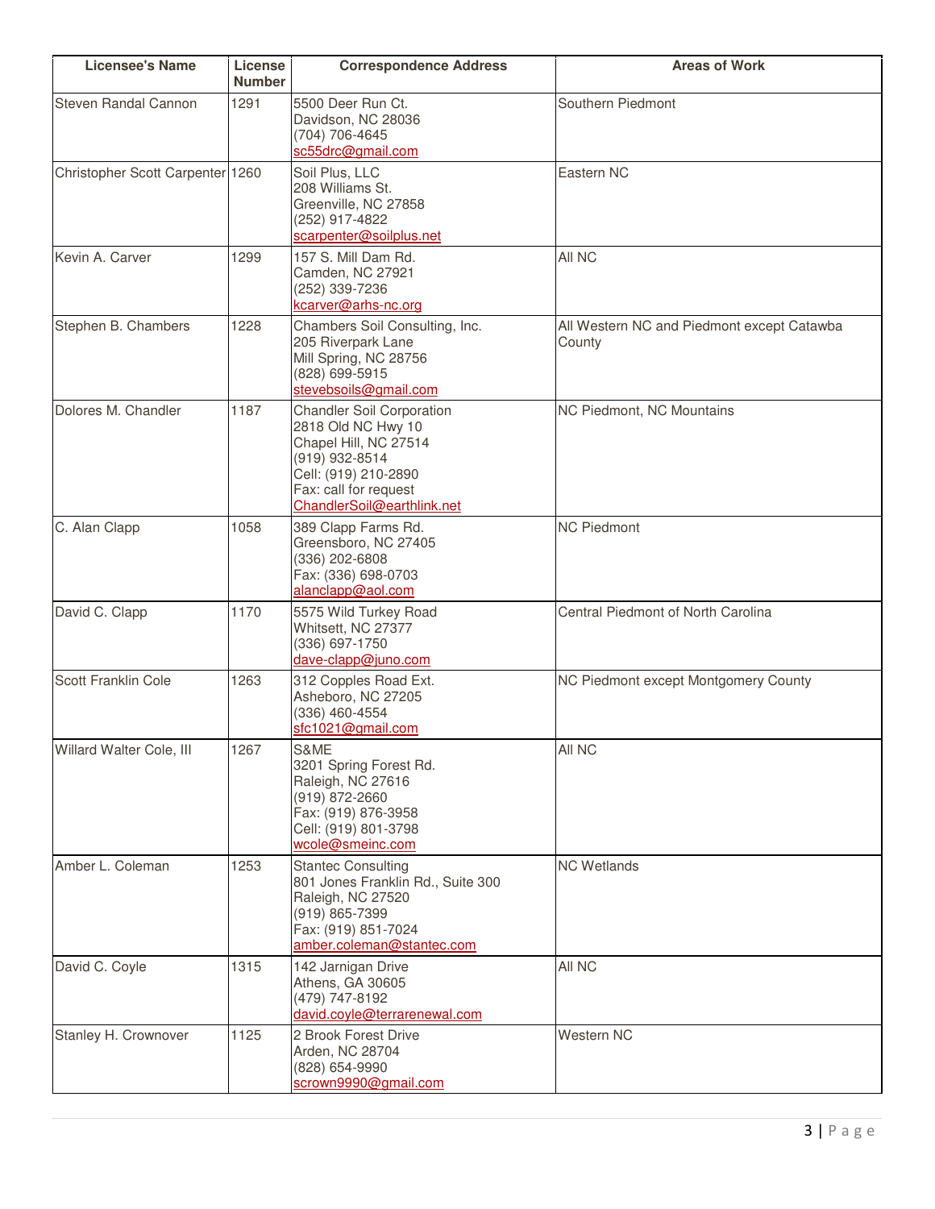| Licensee's Name | License Number | Correspondence Address | Areas of Work |
| --- | --- | --- | --- |
| Steven Randal Cannon | 1291 | 5500 Deer Run Ct.<br>Davidson, NC 28036<br>(704) 706-4645<br>sc55drc@gmail.com | Southern Piedmont |
| Christopher Scott Carpenter | 1260 | Soil Plus, LLC<br>208 Williams St.<br>Greenville, NC 27858<br>(252) 917-4822<br>scarpenter@soilplus.net | Eastern NC |
| Kevin A. Carver | 1299 | 157 S. Mill Dam Rd.<br>Camden, NC 27921<br>(252) 339-7236<br>kcarver@arhs-nc.org | All NC |
| Stephen B. Chambers | 1228 | Chambers Soil Consulting, Inc.<br>205 Riverpark Lane<br>Mill Spring, NC 28756<br>(828) 699-5915<br>stevebsoils@gmail.com | All Western NC and Piedmont except Catawba County |
| Dolores M. Chandler | 1187 | Chandler Soil Corporation<br>2818 Old NC Hwy 10<br>Chapel Hill, NC 27514<br>(919) 932-8514<br>Cell: (919) 210-2890<br>Fax: call for request<br>ChandlerSoil@earthlink.net | NC Piedmont, NC Mountains |
| C. Alan Clapp | 1058 | 389 Clapp Farms Rd.<br>Greensboro, NC 27405<br>(336) 202-6808<br>Fax: (336) 698-0703<br>alanclapp@aol.com | NC Piedmont |
| David C. Clapp | 1170 | 5575 Wild Turkey Road<br>Whitsett, NC 27377<br>(336) 697-1750<br>dave-clapp@juno.com | Central Piedmont of North Carolina |
| Scott Franklin Cole | 1263 | 312 Copples Road Ext.<br>Asheboro, NC 27205<br>(336) 460-4554<br>sfc1021@gmail.com | NC Piedmont except Montgomery County |
| Willard Walter Cole, III | 1267 | S&ME<br>3201 Spring Forest Rd.<br>Raleigh, NC 27616<br>(919) 872-2660<br>Fax: (919) 876-3958<br>Cell: (919) 801-3798<br>wcole@smeinc.com | All NC |
| Amber L. Coleman | 1253 | Stantec Consulting<br>801 Jones Franklin Rd., Suite 300<br>Raleigh, NC 27520<br>(919) 865-7399<br>Fax: (919) 851-7024<br>amber.coleman@stantec.com | NC Wetlands |
| David C. Coyle | 1315 | 142 Jarnigan Drive<br>Athens, GA 30605<br>(479) 747-8192<br>david.coyle@terrarenewal.com | All NC |
| Stanley H. Crownover | 1125 | 2 Brook Forest Drive<br>Arden, NC 28704<br>(828) 654-9990<br>scrown9990@gmail.com | Western NC |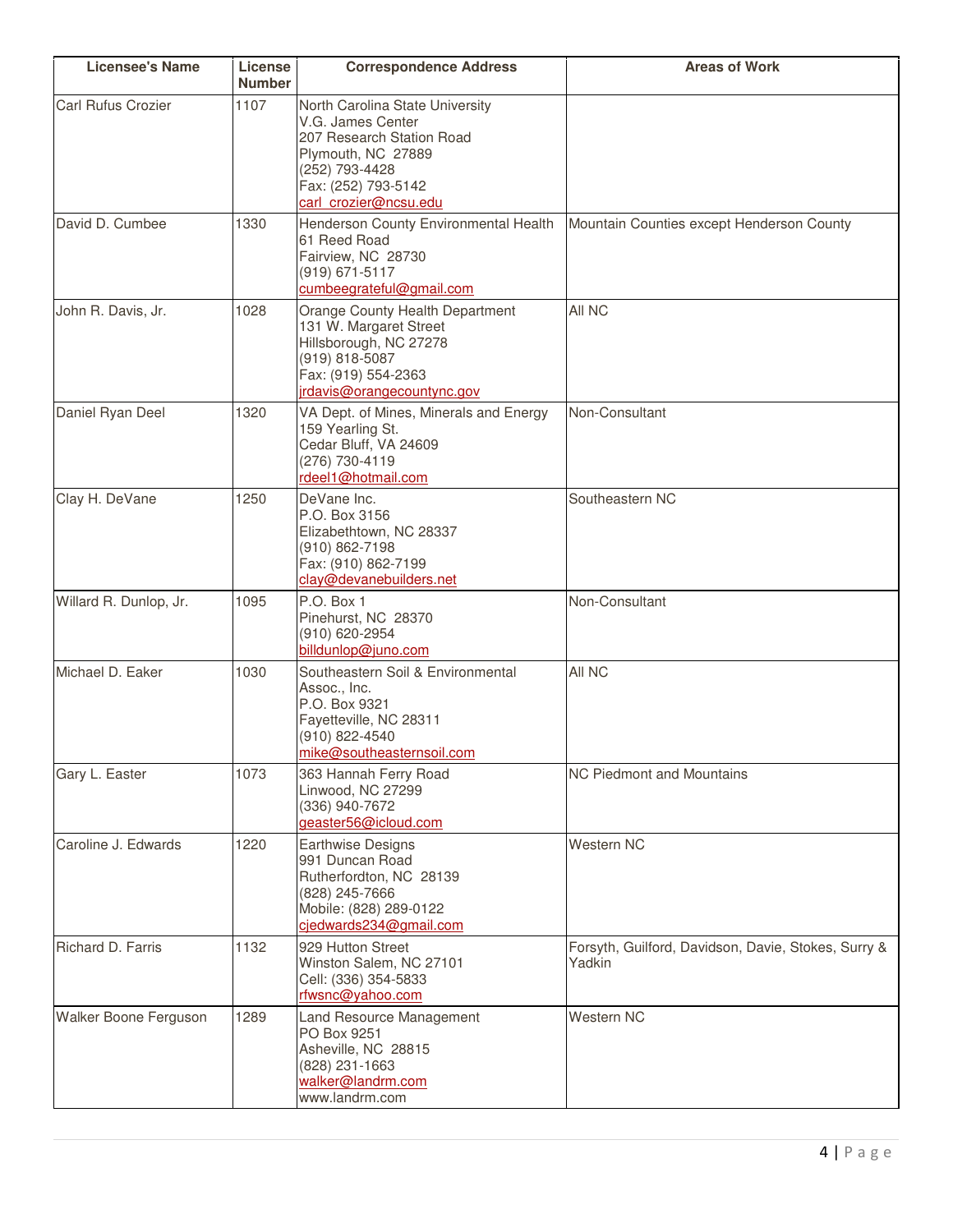| Licensee's Name | License Number | Correspondence Address | Areas of Work |
|---|---|---|---|
| Carl Rufus Crozier | 1107 | North Carolina State University<br>V.G. James Center<br>207 Research Station Road<br>Plymouth, NC 27889<br>(252) 793-4428<br>Fax: (252) 793-5142<br>carl_crozier@ncsu.edu | |
| David D. Cumbee | 1330 | Henderson County Environmental Health<br>61 Reed Road<br>Fairview, NC 28730<br>(919) 671-5117<br>cumbeegrateful@gmail.com | Mountain Counties except Henderson County |
| John R. Davis, Jr. | 1028 | Orange County Health Department<br>131 W. Margaret Street<br>Hillsborough, NC 27278<br>(919) 818-5087<br>Fax: (919) 554-2363<br>jrdavis@orangecountync.gov | All NC |
| Daniel Ryan Deel | 1320 | VA Dept. of Mines, Minerals and Energy<br>159 Yearling St.<br>Cedar Bluff, VA 24609<br>(276) 730-4119<br>rdeel1@hotmail.com | Non-Consultant |
| Clay H. DeVane | 1250 | DeVane Inc.<br>P.O. Box 3156<br>Elizabethtown, NC 28337<br>(910) 862-7198<br>Fax: (910) 862-7199<br>clay@devanebuilders.net | Southeastern NC |
| Willard R. Dunlop, Jr. | 1095 | P.O. Box 1<br>Pinehurst, NC 28370<br>(910) 620-2954<br>billdunlop@juno.com | Non-Consultant |
| Michael D. Eaker | 1030 | Southeastern Soil & Environmental Assoc., Inc.<br>P.O. Box 9321<br>Fayetteville, NC 28311<br>(910) 822-4540<br>mike@southeasternsoil.com | All NC |
| Gary L. Easter | 1073 | 363 Hannah Ferry Road<br>Linwood, NC 27299<br>(336) 940-7672<br>geaster56@icloud.com | NC Piedmont and Mountains |
| Caroline J. Edwards | 1220 | Earthwise Designs<br>991 Duncan Road<br>Rutherfordton, NC 28139<br>(828) 245-7666<br>Mobile: (828) 289-0122<br>cjedwards234@gmail.com | Western NC |
| Richard D. Farris | 1132 | 929 Hutton Street<br>Winston Salem, NC 27101<br>Cell: (336) 354-5833<br>rfwsnc@yahoo.com | Forsyth, Guilford, Davidson, Davie, Stokes, Surry & Yadkin |
| Walker Boone Ferguson | 1289 | Land Resource Management<br>PO Box 9251<br>Asheville, NC 28815<br>(828) 231-1663<br>walker@landrm.com<br>www.landrm.com | Western NC |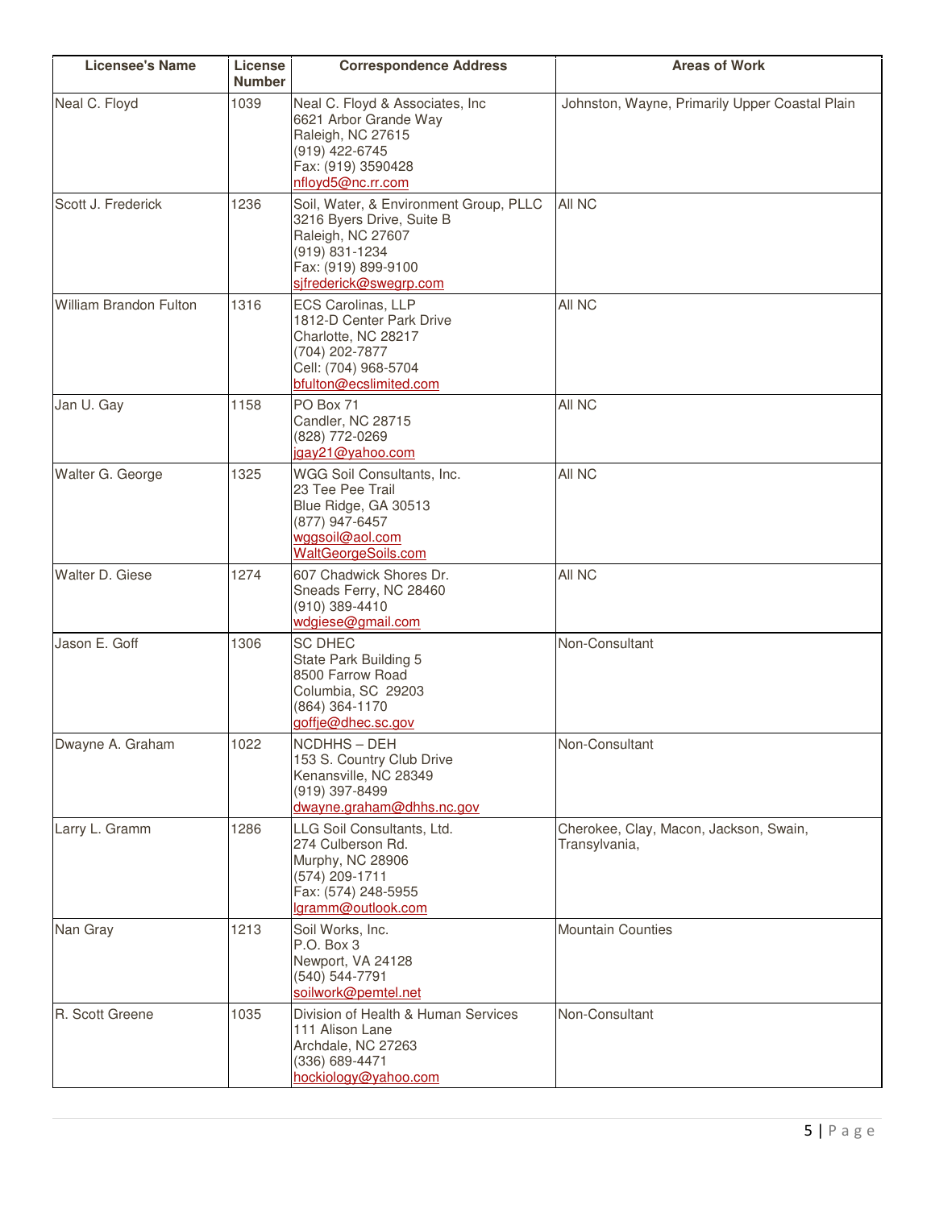| Licensee's Name | License Number | Correspondence Address | Areas of Work |
|---|---|---|---|
| Neal C. Floyd | 1039 | Neal C. Floyd & Associates, Inc<br>6621 Arbor Grande Way<br>Raleigh, NC 27615<br>(919) 422-6745<br>Fax: (919) 3590428<br>nfloyd5@nc.rr.com | Johnston, Wayne, Primarily Upper Coastal Plain |
| Scott J. Frederick | 1236 | Soil, Water, & Environment Group, PLLC<br>3216 Byers Drive, Suite B<br>Raleigh, NC 27607<br>(919) 831-1234<br>Fax: (919) 899-9100<br>sjfrederick@swegrp.com | All NC |
| William Brandon Fulton | 1316 | ECS Carolinas, LLP<br>1812-D Center Park Drive<br>Charlotte, NC 28217<br>(704) 202-7877<br>Cell: (704) 968-5704<br>bfulton@ecslimited.com | All NC |
| Jan U. Gay | 1158 | PO Box 71<br>Candler, NC 28715<br>(828) 772-0269<br>jgay21@yahoo.com | All NC |
| Walter G. George | 1325 | WGG Soil Consultants, Inc.<br>23 Tee Pee Trail<br>Blue Ridge, GA 30513<br>(877) 947-6457<br>wggsoil@aol.com<br>WaltGeorgeSoils.com | All NC |
| Walter D. Giese | 1274 | 607 Chadwick Shores Dr.<br>Sneads Ferry, NC 28460<br>(910) 389-4410<br>wdgiese@gmail.com | All NC |
| Jason E. Goff | 1306 | SC DHEC<br>State Park Building 5<br>8500 Farrow Road<br>Columbia, SC 29203<br>(864) 364-1170<br>goffje@dhec.sc.gov | Non-Consultant |
| Dwayne A. Graham | 1022 | NCDHHS – DEH<br>153 S. Country Club Drive<br>Kenansville, NC 28349<br>(919) 397-8499<br>dwayne.graham@dhhs.nc.gov | Non-Consultant |
| Larry L. Gramm | 1286 | LLG Soil Consultants, Ltd.<br>274 Culberson Rd.<br>Murphy, NC 28906<br>(574) 209-1711<br>Fax: (574) 248-5955<br>lgramm@outlook.com | Cherokee, Clay, Macon, Jackson, Swain, Transylvania, |
| Nan Gray | 1213 | Soil Works, Inc.<br>P.O. Box 3<br>Newport, VA 24128<br>(540) 544-7791<br>soilwork@pemtel.net | Mountain Counties |
| R. Scott Greene | 1035 | Division of Health & Human Services<br>111 Alison Lane<br>Archdale, NC 27263<br>(336) 689-4471<br>hockiology@yahoo.com | Non-Consultant |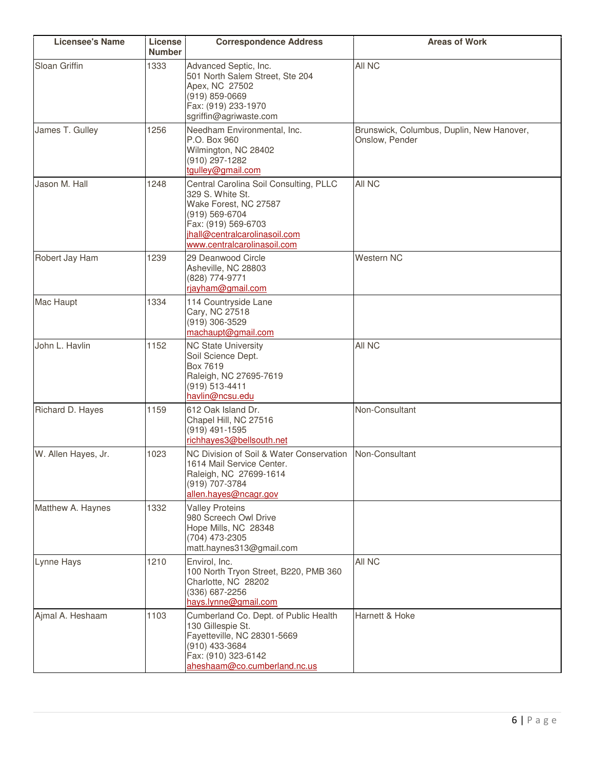| Licensee's Name | License Number | Correspondence Address | Areas of Work |
|---|---|---|---|
| Sloan Griffin | 1333 | Advanced Septic, Inc.<br>501 North Salem Street, Ste 204<br>Apex, NC 27502<br>(919) 859-0669<br>Fax: (919) 233-1970<br>sgriffin@agriwaste.com | All NC |
| James T. Gulley | 1256 | Needham Environmental, Inc.<br>P.O. Box 960<br>Wilmington, NC 28402<br>(910) 297-1282<br>tgulley@gmail.com | Brunswick, Columbus, Duplin, New Hanover, Onslow, Pender |
| Jason M. Hall | 1248 | Central Carolina Soil Consulting, PLLC<br>329 S. White St.<br>Wake Forest, NC 27587<br>(919) 569-6704<br>Fax: (919) 569-6703<br>jhall@centralcarolinasoil.com<br>www.centralcarolinasoil.com | All NC |
| Robert Jay Ham | 1239 | 29 Deanwood Circle<br>Asheville, NC 28803<br>(828) 774-9771<br>rjayham@gmail.com | Western NC |
| Mac Haupt | 1334 | 114 Countryside Lane<br>Cary, NC 27518<br>(919) 306-3529<br>machaupt@gmail.com | |
| John L. Havlin | 1152 | NC State University<br>Soil Science Dept.<br>Box 7619<br>Raleigh, NC 27695-7619<br>(919) 513-4411<br>havlin@ncsu.edu | All NC |
| Richard D. Hayes | 1159 | 612 Oak Island Dr.<br>Chapel Hill, NC 27516<br>(919) 491-1595<br>richhayes3@bellsouth.net | Non-Consultant |
| W. Allen Hayes, Jr. | 1023 | NC Division of Soil & Water Conservation<br>1614 Mail Service Center.<br>Raleigh, NC 27699-1614<br>(919) 707-3784<br>allen.hayes@ncagr.gov | Non-Consultant |
| Matthew A. Haynes | 1332 | Valley Proteins<br>980 Screech Owl Drive<br>Hope Mills, NC 28348<br>(704) 473-2305<br>matt.haynes313@gmail.com | |
| Lynne Hays | 1210 | Envirol, Inc.<br>100 North Tryon Street, B220, PMB 360<br>Charlotte, NC 28202<br>(336) 687-2256<br>hays.lynne@gmail.com | All NC |
| Ajmal A. Heshaam | 1103 | Cumberland Co. Dept. of Public Health<br>130 Gillespie St.<br>Fayetteville, NC 28301-5669<br>(910) 433-3684<br>Fax: (910) 323-6142<br>aheshaam@co.cumberland.nc.us | Harnett & Hoke |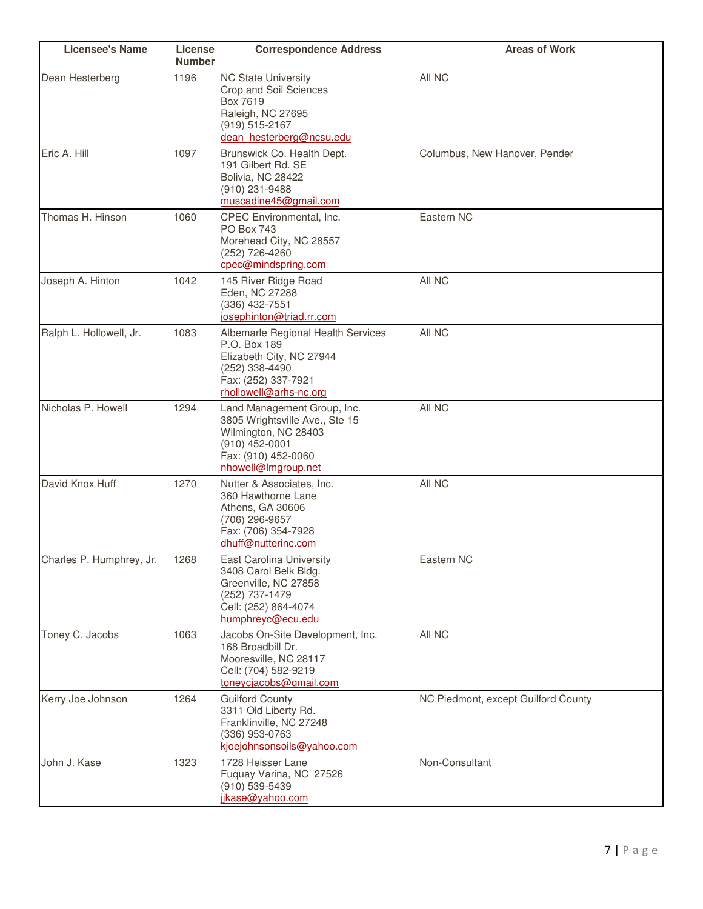| Licensee's Name | License Number | Correspondence Address | Areas of Work |
|---|---|---|---|
| Dean Hesterberg | 1196 | NC State University<br>Crop and Soil Sciences<br>Box 7619<br>Raleigh, NC 27695<br>(919) 515-2167<br>dean_hesterberg@ncsu.edu | All NC |
| Eric A. Hill | 1097 | Brunswick Co. Health Dept.<br>191 Gilbert Rd. SE<br>Bolivia, NC 28422<br>(910) 231-9488<br>muscadine45@gmail.com | Columbus, New Hanover, Pender |
| Thomas H. Hinson | 1060 | CPEC Environmental, Inc.<br>PO Box 743<br>Morehead City, NC 28557<br>(252) 726-4260<br>cpec@mindspring.com | Eastern NC |
| Joseph A. Hinton | 1042 | 145 River Ridge Road<br>Eden, NC 27288<br>(336) 432-7551<br>josephinton@triad.rr.com | All NC |
| Ralph L. Hollowell, Jr. | 1083 | Albemarle Regional Health Services<br>P.O. Box 189<br>Elizabeth City, NC 27944<br>(252) 338-4490<br>Fax: (252) 337-7921<br>rhollowell@arhs-nc.org | All NC |
| Nicholas P. Howell | 1294 | Land Management Group, Inc.<br>3805 Wrightsville Ave., Ste 15<br>Wilmington, NC 28403<br>(910) 452-0001<br>Fax: (910) 452-0060<br>nhowell@lmgroup.net | All NC |
| David Knox Huff | 1270 | Nutter & Associates, Inc.<br>360 Hawthorne Lane<br>Athens, GA 30606<br>(706) 296-9657<br>Fax: (706) 354-7928<br>dhuff@nutterinc.com | All NC |
| Charles P. Humphrey, Jr. | 1268 | East Carolina University<br>3408 Carol Belk Bldg.<br>Greenville, NC 27858<br>(252) 737-1479<br>Cell: (252) 864-4074<br>humphreyc@ecu.edu | Eastern NC |
| Toney C. Jacobs | 1063 | Jacobs On-Site Development, Inc.<br>168 Broadbill Dr.<br>Mooresville, NC 28117<br>Cell: (704) 582-9219<br>toneycjacobs@gmail.com | All NC |
| Kerry Joe Johnson | 1264 | Guilford County<br>3311 Old Liberty Rd.<br>Franklinville, NC 27248<br>(336) 953-0763<br>kjoejohnsonsoils@yahoo.com | NC Piedmont, except Guilford County |
| John J. Kase | 1323 | 1728 Heisser Lane<br>Fuquay Varina, NC 27526<br>(910) 539-5439<br>jjkase@yahoo.com | Non-Consultant |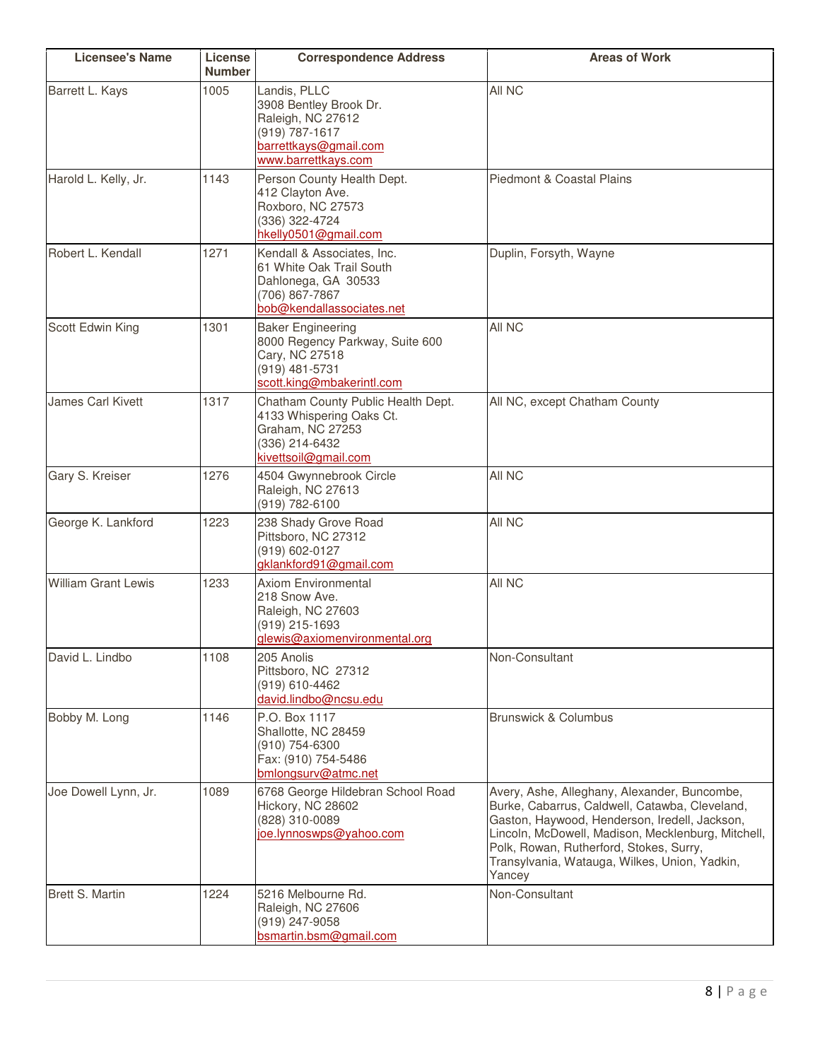| Licensee's Name | License Number | Correspondence Address | Areas of Work |
|---|---|---|---|
| Barrett L. Kays | 1005 | Landis, PLLC<br>3908 Bentley Brook Dr.<br>Raleigh, NC 27612<br>(919) 787-1617<br>barrettkays@gmail.com<br>www.barrettkays.com | All NC |
| Harold L. Kelly, Jr. | 1143 | Person County Health Dept.<br>412 Clayton Ave.<br>Roxboro, NC 27573<br>(336) 322-4724<br>hkelly0501@gmail.com | Piedmont & Coastal Plains |
| Robert L. Kendall | 1271 | Kendall & Associates, Inc.<br>61 White Oak Trail South<br>Dahlonega, GA 30533<br>(706) 867-7867<br>bob@kendallassociates.net | Duplin, Forsyth, Wayne |
| Scott Edwin King | 1301 | Baker Engineering<br>8000 Regency Parkway, Suite 600<br>Cary, NC 27518<br>(919) 481-5731<br>scott.king@mbakerintl.com | All NC |
| James Carl Kivett | 1317 | Chatham County Public Health Dept.<br>4133 Whispering Oaks Ct.<br>Graham, NC 27253<br>(336) 214-6432<br>kivettsoil@gmail.com | All NC, except Chatham County |
| Gary S. Kreiser | 1276 | 4504 Gwynnebrook Circle<br>Raleigh, NC 27613<br>(919) 782-6100 | All NC |
| George K. Lankford | 1223 | 238 Shady Grove Road<br>Pittsboro, NC 27312<br>(919) 602-0127<br>gklankford91@gmail.com | All NC |
| William Grant Lewis | 1233 | Axiom Environmental<br>218 Snow Ave.<br>Raleigh, NC 27603<br>(919) 215-1693<br>glewis@axiomenvironmental.org | All NC |
| David L. Lindbo | 1108 | 205 Anolis<br>Pittsboro, NC 27312<br>(919) 610-4462<br>david.lindbo@ncsu.edu | Non-Consultant |
| Bobby M. Long | 1146 | P.O. Box 1117<br>Shallotte, NC 28459<br>(910) 754-6300<br>Fax: (910) 754-5486<br>bmlongsurv@atmc.net | Brunswick & Columbus |
| Joe Dowell Lynn, Jr. | 1089 | 6768 George Hildebran School Road<br>Hickory, NC 28602<br>(828) 310-0089<br>joe.lynnoswps@yahoo.com | Avery, Ashe, Alleghany, Alexander, Buncombe, Burke, Cabarrus, Caldwell, Catawba, Cleveland, Gaston, Haywood, Henderson, Iredell, Jackson, Lincoln, McDowell, Madison, Mecklenburg, Mitchell, Polk, Rowan, Rutherford, Stokes, Surry, Transylvania, Watauga, Wilkes, Union, Yadkin, Yancey |
| Brett S. Martin | 1224 | 5216 Melbourne Rd.<br>Raleigh, NC 27606<br>(919) 247-9058<br>bsmartin.bsm@gmail.com | Non-Consultant |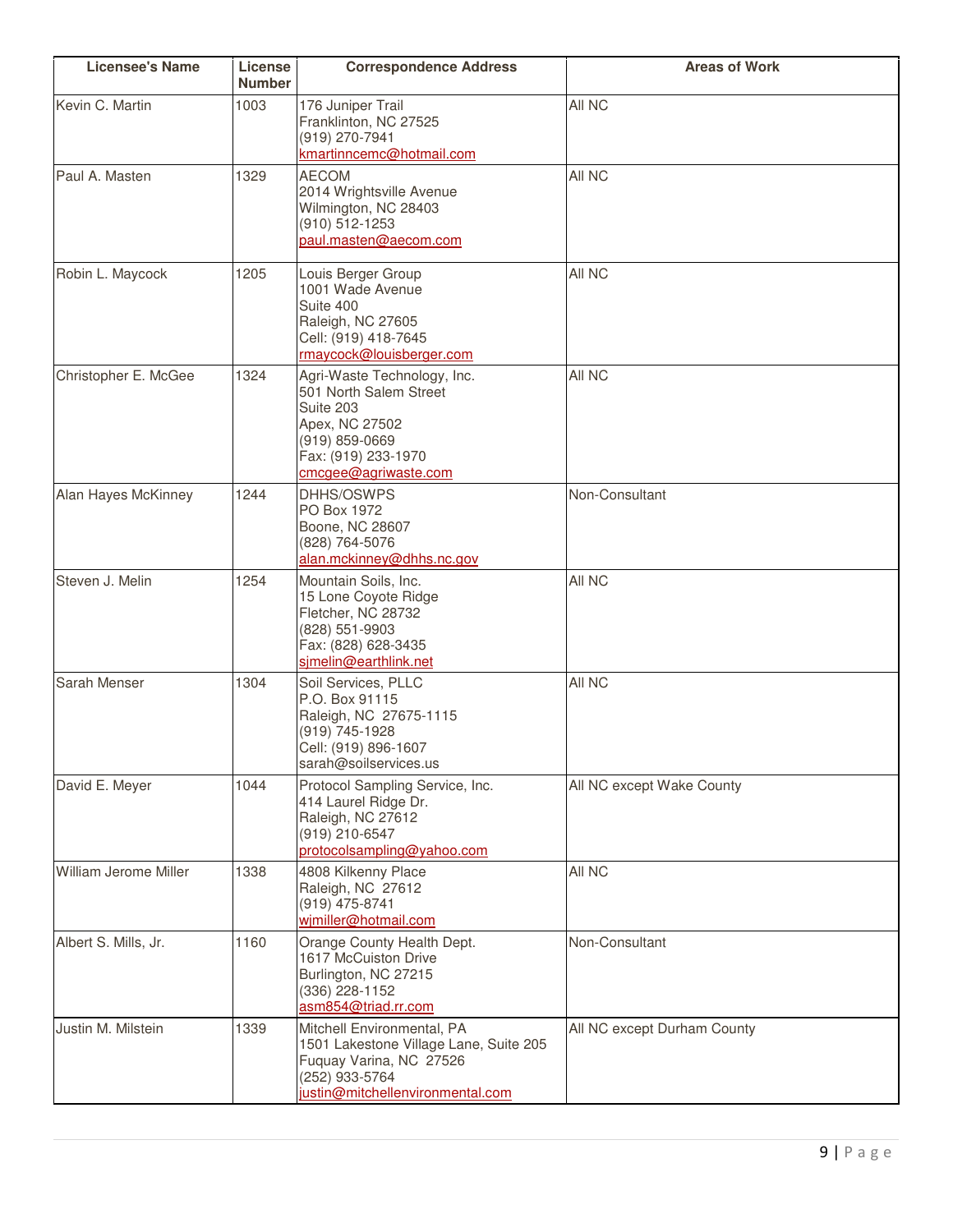| Licensee's Name | License Number | Correspondence Address | Areas of Work |
| --- | --- | --- | --- |
| Kevin C. Martin | 1003 | 176 Juniper Trail<br>Franklinton, NC 27525<br>(919) 270-7941<br>kmartinncemc@hotmail.com | All NC |
| Paul A. Masten | 1329 | AECOM<br>2014 Wrightsville Avenue<br>Wilmington, NC 28403<br>(910) 512-1253<br>paul.masten@aecom.com | All NC |
| Robin L. Maycock | 1205 | Louis Berger Group<br>1001 Wade Avenue<br>Suite 400<br>Raleigh, NC 27605<br>Cell: (919) 418-7645<br>rmaycock@louisberger.com | All NC |
| Christopher E. McGee | 1324 | Agri-Waste Technology, Inc.<br>501 North Salem Street<br>Suite 203<br>Apex, NC 27502<br>(919) 859-0669<br>Fax: (919) 233-1970<br>cmcgee@agriwaste.com | All NC |
| Alan Hayes McKinney | 1244 | DHHS/OSWPS<br>PO Box 1972<br>Boone, NC 28607<br>(828) 764-5076<br>alan.mckinney@dhhs.nc.gov | Non-Consultant |
| Steven J. Melin | 1254 | Mountain Soils, Inc.<br>15 Lone Coyote Ridge<br>Fletcher, NC 28732<br>(828) 551-9903<br>Fax: (828) 628-3435<br>sjmelin@earthlink.net | All NC |
| Sarah Menser | 1304 | Soil Services, PLLC<br>P.O. Box 91115<br>Raleigh, NC 27675-1115<br>(919) 745-1928<br>Cell: (919) 896-1607<br>sarah@soilservices.us | All NC |
| David E. Meyer | 1044 | Protocol Sampling Service, Inc.<br>414 Laurel Ridge Dr.<br>Raleigh, NC 27612<br>(919) 210-6547<br>protocolsampling@yahoo.com | All NC except Wake County |
| William Jerome Miller | 1338 | 4808 Kilkenny Place<br>Raleigh, NC 27612<br>(919) 475-8741<br>wjmiller@hotmail.com | All NC |
| Albert S. Mills, Jr. | 1160 | Orange County Health Dept.<br>1617 McCuiston Drive<br>Burlington, NC 27215<br>(336) 228-1152<br>asm854@triad.rr.com | Non-Consultant |
| Justin M. Milstein | 1339 | Mitchell Environmental, PA<br>1501 Lakestone Village Lane, Suite 205<br>Fuquay Varina, NC 27526<br>(252) 933-5764<br>justin@mitchellenvironmental.com | All NC except Durham County |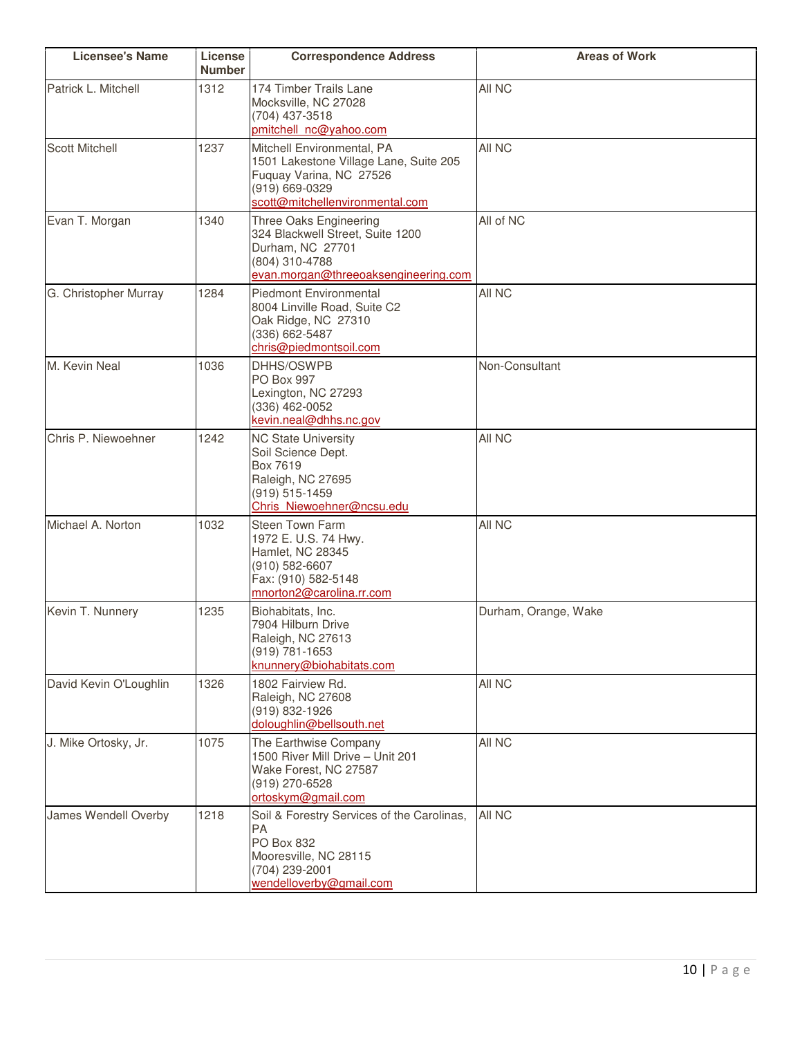| Licensee's Name | License Number | Correspondence Address | Areas of Work |
|---|---|---|---|
| Patrick L. Mitchell | 1312 | 174 Timber Trails Lane<br>Mocksville, NC 27028<br>(704) 437-3518<br>pmitchell_nc@yahoo.com | All NC |
| Scott Mitchell | 1237 | Mitchell Environmental, PA<br>1501 Lakestone Village Lane, Suite 205<br>Fuquay Varina, NC 27526<br>(919) 669-0329<br>scott@mitchellenvironmental.com | All NC |
| Evan T. Morgan | 1340 | Three Oaks Engineering<br>324 Blackwell Street, Suite 1200<br>Durham, NC 27701<br>(804) 310-4788<br>evan.morgan@threeoaksengineering.com | All of NC |
| G. Christopher Murray | 1284 | Piedmont Environmental<br>8004 Linville Road, Suite C2<br>Oak Ridge, NC 27310<br>(336) 662-5487<br>chris@piedmontsoil.com | All NC |
| M. Kevin Neal | 1036 | DHHS/OSWPB<br>PO Box 997<br>Lexington, NC 27293<br>(336) 462-0052<br>kevin.neal@dhhs.nc.gov | Non-Consultant |
| Chris P. Niewoehner | 1242 | NC State University<br>Soil Science Dept.<br>Box 7619<br>Raleigh, NC 27695<br>(919) 515-1459<br>Chris_Niewoehner@ncsu.edu | All NC |
| Michael A. Norton | 1032 | Steen Town Farm<br>1972 E. U.S. 74 Hwy.<br>Hamlet, NC 28345<br>(910) 582-6607<br>Fax: (910) 582-5148<br>mnorton2@carolina.rr.com | All NC |
| Kevin T. Nunnery | 1235 | Biohabitats, Inc.<br>7904 Hilburn Drive<br>Raleigh, NC 27613<br>(919) 781-1653<br>knunnery@biohabitats.com | Durham, Orange, Wake |
| David Kevin O'Loughlin | 1326 | 1802 Fairview Rd.<br>Raleigh, NC 27608<br>(919) 832-1926<br>doloughlin@bellsouth.net | All NC |
| J. Mike Ortosky, Jr. | 1075 | The Earthwise Company<br>1500 River Mill Drive – Unit 201<br>Wake Forest, NC 27587<br>(919) 270-6528<br>ortoskym@gmail.com | All NC |
| James Wendell Overby | 1218 | Soil & Forestry Services of the Carolinas, PA<br>PO Box 832<br>Mooresville, NC 28115<br>(704) 239-2001<br>wendelloverby@gmail.com | All NC |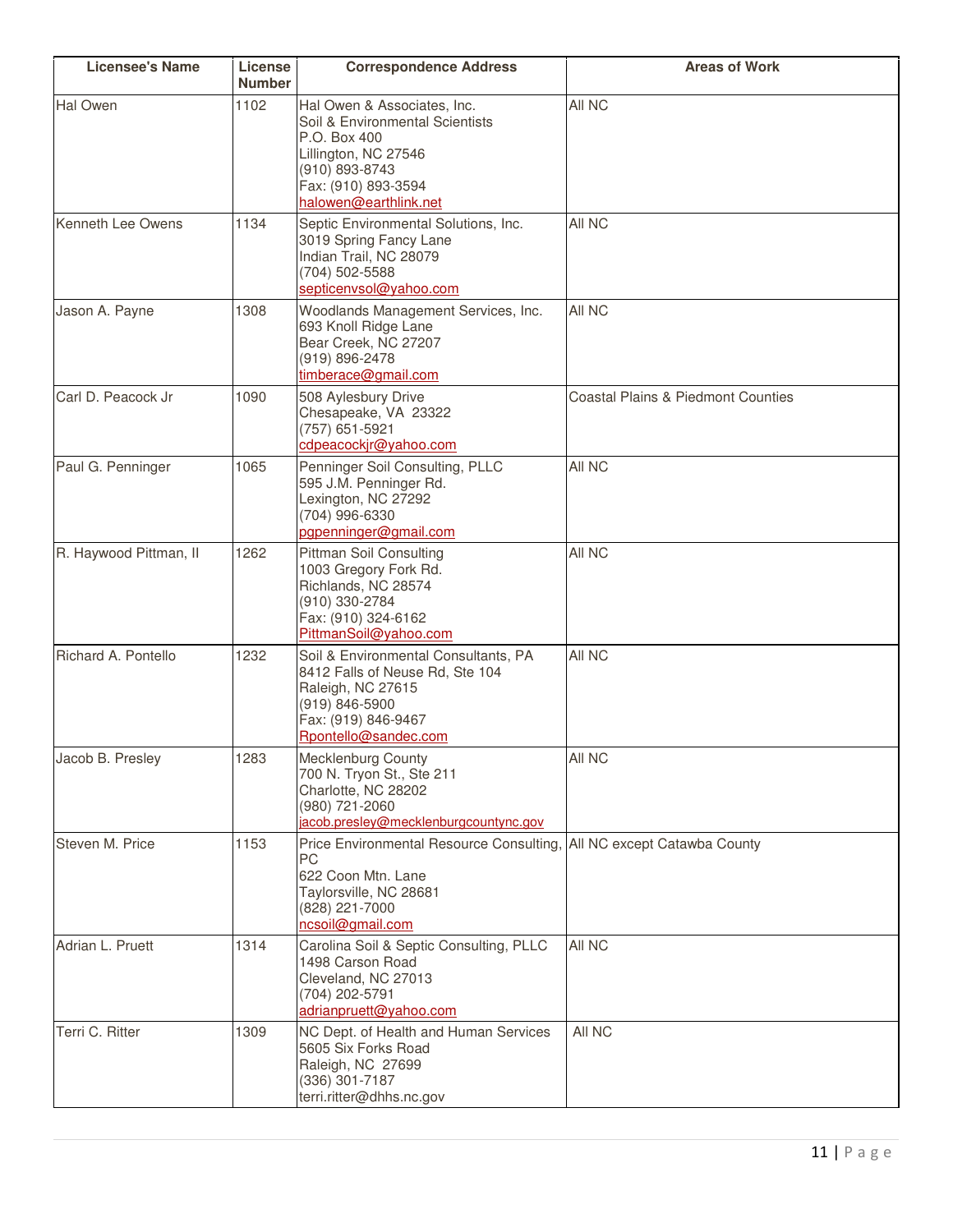| Licensee's Name | License Number | Correspondence Address | Areas of Work |
| --- | --- | --- | --- |
| Hal Owen | 1102 | Hal Owen & Associates, Inc.<br>Soil & Environmental Scientists<br>P.O. Box 400<br>Lillington, NC 27546<br>(910) 893-8743<br>Fax: (910) 893-3594<br>halowen@earthlink.net | All NC |
| Kenneth Lee Owens | 1134 | Septic Environmental Solutions, Inc.<br>3019 Spring Fancy Lane<br>Indian Trail, NC 28079<br>(704) 502-5588<br>septicenvsol@yahoo.com | All NC |
| Jason A. Payne | 1308 | Woodlands Management Services, Inc.<br>693 Knoll Ridge Lane<br>Bear Creek, NC 27207<br>(919) 896-2478<br>timberace@gmail.com | All NC |
| Carl D. Peacock Jr | 1090 | 508 Aylesbury Drive<br>Chesapeake, VA 23322<br>(757) 651-5921<br>cdpeacockjr@yahoo.com | Coastal Plains & Piedmont Counties |
| Paul G. Penninger | 1065 | Penninger Soil Consulting, PLLC<br>595 J.M. Penninger Rd.<br>Lexington, NC 27292<br>(704) 996-6330<br>pgpenninger@gmail.com | All NC |
| R. Haywood Pittman, II | 1262 | Pittman Soil Consulting<br>1003 Gregory Fork Rd.<br>Richlands, NC 28574<br>(910) 330-2784<br>Fax: (910) 324-6162<br>PittmanSoil@yahoo.com | All NC |
| Richard A. Pontello | 1232 | Soil & Environmental Consultants, PA<br>8412 Falls of Neuse Rd, Ste 104<br>Raleigh, NC 27615<br>(919) 846-5900<br>Fax: (919) 846-9467<br>Rpontello@sandec.com | All NC |
| Jacob B. Presley | 1283 | Mecklenburg County<br>700 N. Tryon St., Ste 211<br>Charlotte, NC 28202<br>(980) 721-2060<br>jacob.presley@mecklenburgcountync.gov | All NC |
| Steven M. Price | 1153 | Price Environmental Resource Consulting, PC<br>622 Coon Mtn. Lane<br>Taylorsville, NC 28681<br>(828) 221-7000<br>ncsoil@gmail.com | All NC except Catawba County |
| Adrian L. Pruett | 1314 | Carolina Soil & Septic Consulting, PLLC<br>1498 Carson Road<br>Cleveland, NC 27013<br>(704) 202-5791<br>adrianpruett@yahoo.com | All NC |
| Terri C. Ritter | 1309 | NC Dept. of Health and Human Services<br>5605 Six Forks Road<br>Raleigh, NC 27699<br>(336) 301-7187<br>terri.ritter@dhhs.nc.gov | All NC |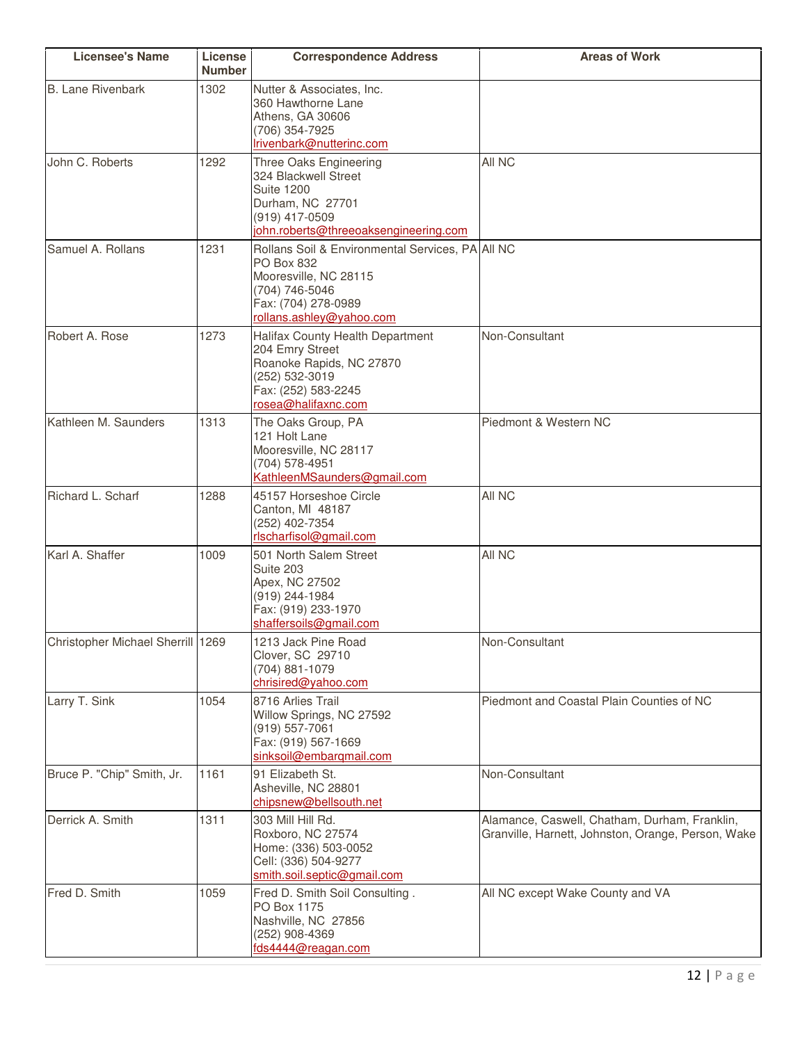| Licensee's Name | License Number | Correspondence Address | Areas of Work |
| --- | --- | --- | --- |
| B. Lane Rivenbark | 1302 | Nutter & Associates, Inc.<br>360 Hawthorne Lane<br>Athens, GA 30606<br>(706) 354-7925<br>lrivenbark@nutterinc.com | |
| John C. Roberts | 1292 | Three Oaks Engineering<br>324 Blackwell Street<br>Suite 1200<br>Durham, NC 27701<br>(919) 417-0509<br>john.roberts@threeoaksengineering.com | All NC |
| Samuel A. Rollans | 1231 | Rollans Soil & Environmental Services, PA<br>PO Box 832<br>Mooresville, NC 28115<br>(704) 746-5046<br>Fax: (704) 278-0989<br>rollans.ashley@yahoo.com | All NC |
| Robert A. Rose | 1273 | Halifax County Health Department<br>204 Emry Street<br>Roanoke Rapids, NC 27870<br>(252) 532-3019<br>Fax: (252) 583-2245<br>rosea@halifaxnc.com | Non-Consultant |
| Kathleen M. Saunders | 1313 | The Oaks Group, PA<br>121 Holt Lane<br>Mooresville, NC 28117<br>(704) 578-4951<br>KathleenMSaunders@gmail.com | Piedmont & Western NC |
| Richard L. Scharf | 1288 | 45157 Horseshoe Circle<br>Canton, MI 48187<br>(252) 402-7354<br>rlscharfisol@gmail.com | All NC |
| Karl A. Shaffer | 1009 | 501 North Salem Street<br>Suite 203<br>Apex, NC 27502<br>(919) 244-1984<br>Fax: (919) 233-1970<br>shaffersoils@gmail.com | All NC |
| Christopher Michael Sherrill | 1269 | 1213 Jack Pine Road<br>Clover, SC 29710<br>(704) 881-1079<br>chrisired@yahoo.com | Non-Consultant |
| Larry T. Sink | 1054 | 8716 Arlies Trail<br>Willow Springs, NC 27592<br>(919) 557-7061<br>Fax: (919) 567-1669<br>sinksoil@embarqmail.com | Piedmont and Coastal Plain Counties of NC |
| Bruce P. "Chip" Smith, Jr. | 1161 | 91 Elizabeth St.<br>Asheville, NC 28801<br>chipsnew@bellsouth.net | Non-Consultant |
| Derrick A. Smith | 1311 | 303 Mill Hill Rd.<br>Roxboro, NC 27574<br>Home: (336) 503-0052<br>Cell: (336) 504-9277<br>smith.soil.septic@gmail.com | Alamance, Caswell, Chatham, Durham, Franklin, Granville, Harnett, Johnston, Orange, Person, Wake |
| Fred D. Smith | 1059 | Fred D. Smith Soil Consulting .<br>PO Box 1175<br>Nashville, NC 27856<br>(252) 908-4369<br>fds4444@reagan.com | All NC except Wake County and VA |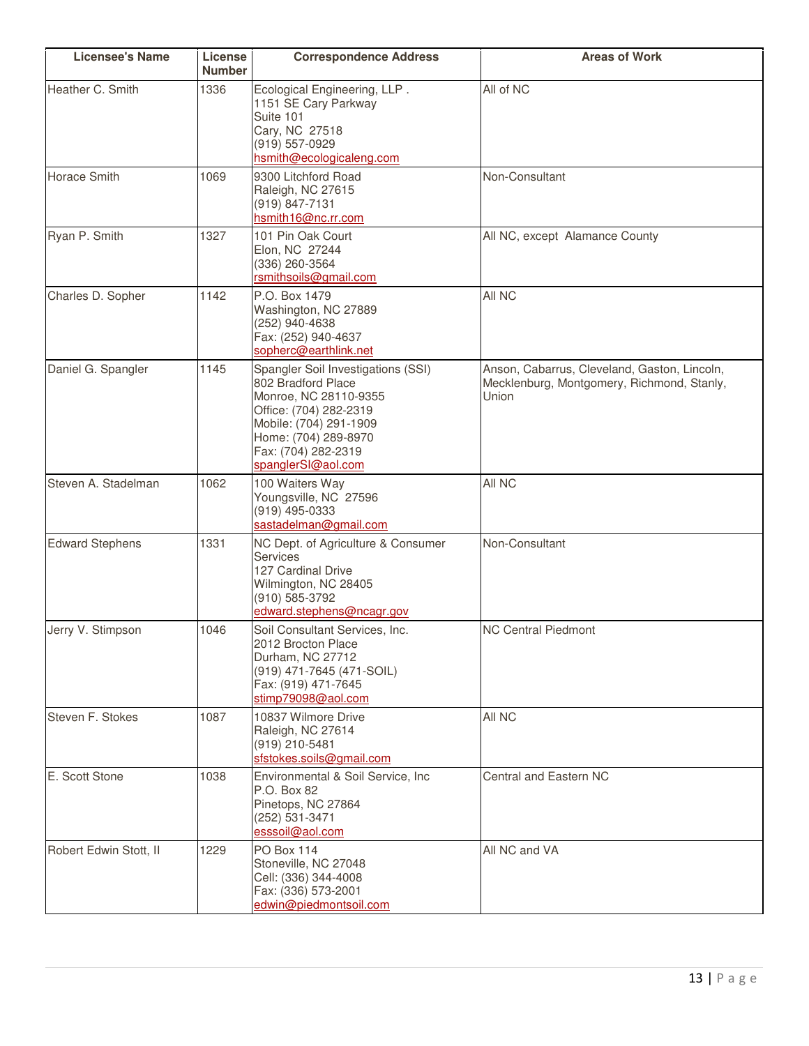| Licensee's Name | License Number | Correspondence Address | Areas of Work |
|---|---|---|---|
| Heather C. Smith | 1336 | Ecological Engineering, LLP .<br>1151 SE Cary Parkway<br>Suite 101<br>Cary, NC 27518<br>(919) 557-0929<br>hsmith@ecologicaleng.com | All of NC |
| Horace Smith | 1069 | 9300 Litchford Road<br>Raleigh, NC 27615<br>(919) 847-7131<br>hsmith16@nc.rr.com | Non-Consultant |
| Ryan P. Smith | 1327 | 101 Pin Oak Court<br>Elon, NC 27244<br>(336) 260-3564<br>rsmithsoils@gmail.com | All NC, except Alamance County |
| Charles D. Sopher | 1142 | P.O. Box 1479<br>Washington, NC 27889<br>(252) 940-4638<br>Fax: (252) 940-4637<br>sopherc@earthlink.net | All NC |
| Daniel G. Spangler | 1145 | Spangler Soil Investigations (SSI)<br>802 Bradford Place<br>Monroe, NC 28110-9355<br>Office: (704) 282-2319<br>Mobile: (704) 291-1909<br>Home: (704) 289-8970<br>Fax: (704) 282-2319<br>spanglerSI@aol.com | Anson, Cabarrus, Cleveland, Gaston, Lincoln, Mecklenburg, Montgomery, Richmond, Stanly, Union |
| Steven A. Stadelman | 1062 | 100 Waiters Way<br>Youngsville, NC 27596<br>(919) 495-0333<br>sastadelman@gmail.com | All NC |
| Edward Stephens | 1331 | NC Dept. of Agriculture & Consumer Services<br>127 Cardinal Drive<br>Wilmington, NC 28405<br>(910) 585-3792<br>edward.stephens@ncagr.gov | Non-Consultant |
| Jerry V. Stimpson | 1046 | Soil Consultant Services, Inc.<br>2012 Brocton Place<br>Durham, NC 27712<br>(919) 471-7645 (471-SOIL)<br>Fax: (919) 471-7645<br>stimp79098@aol.com | NC Central Piedmont |
| Steven F. Stokes | 1087 | 10837 Wilmore Drive<br>Raleigh, NC 27614<br>(919) 210-5481<br>sfstokes.soils@gmail.com | All NC |
| E. Scott Stone | 1038 | Environmental & Soil Service, Inc<br>P.O. Box 82<br>Pinetops, NC 27864<br>(252) 531-3471<br>esssoil@aol.com | Central and Eastern NC |
| Robert Edwin Stott, II | 1229 | PO Box 114<br>Stoneville, NC 27048<br>Cell: (336) 344-4008<br>Fax: (336) 573-2001<br>edwin@piedmontsoil.com | All NC and VA |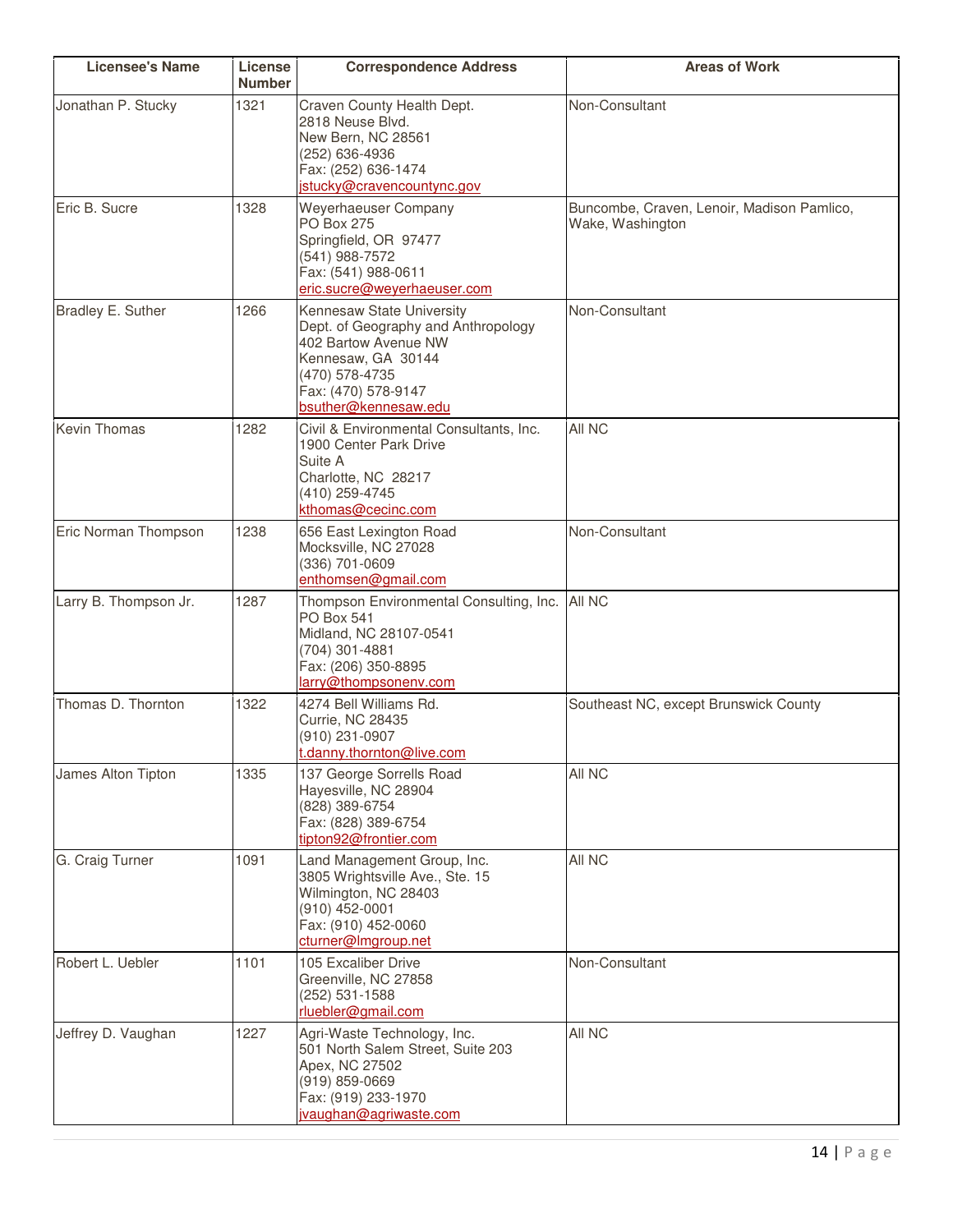| Licensee's Name | License Number | Correspondence Address | Areas of Work |
|---|---|---|---|
| Jonathan P. Stucky | 1321 | Craven County Health Dept.<br>2818 Neuse Blvd.<br>New Bern, NC 28561<br>(252) 636-4936<br>Fax: (252) 636-1474<br>jstucky@cravencountync.gov | Non-Consultant |
| Eric B. Sucre | 1328 | Weyerhaeuser Company<br>PO Box 275<br>Springfield, OR 97477<br>(541) 988-7572<br>Fax: (541) 988-0611<br>eric.sucre@weyerhaeuser.com | Buncombe, Craven, Lenoir, Madison Pamlico, Wake, Washington |
| Bradley E. Suther | 1266 | Kennesaw State University<br>Dept. of Geography and Anthropology<br>402 Bartow Avenue NW<br>Kennesaw, GA 30144<br>(470) 578-4735<br>Fax: (470) 578-9147<br>bsuther@kennesaw.edu | Non-Consultant |
| Kevin Thomas | 1282 | Civil & Environmental Consultants, Inc.<br>1900 Center Park Drive<br>Suite A<br>Charlotte, NC 28217<br>(410) 259-4745<br>kthomas@cecinc.com | All NC |
| Eric Norman Thompson | 1238 | 656 East Lexington Road<br>Mocksville, NC 27028<br>(336) 701-0609<br>enthomsen@gmail.com | Non-Consultant |
| Larry B. Thompson Jr. | 1287 | Thompson Environmental Consulting, Inc.<br>PO Box 541<br>Midland, NC 28107-0541<br>(704) 301-4881<br>Fax: (206) 350-8895<br>larry@thompsonenv.com | All NC |
| Thomas D. Thornton | 1322 | 4274 Bell Williams Rd.<br>Currie, NC 28435<br>(910) 231-0907<br>t.danny.thornton@live.com | Southeast NC, except Brunswick County |
| James Alton Tipton | 1335 | 137 George Sorrells Road<br>Hayesville, NC 28904<br>(828) 389-6754<br>Fax: (828) 389-6754<br>tipton92@frontier.com | All NC |
| G. Craig Turner | 1091 | Land Management Group, Inc.<br>3805 Wrightsville Ave., Ste. 15<br>Wilmington, NC 28403<br>(910) 452-0001<br>Fax: (910) 452-0060<br>cturner@lmgroup.net | All NC |
| Robert L. Uebler | 1101 | 105 Excaliber Drive<br>Greenville, NC 27858<br>(252) 531-1588<br>rluebler@gmail.com | Non-Consultant |
| Jeffrey D. Vaughan | 1227 | Agri-Waste Technology, Inc.<br>501 North Salem Street, Suite 203<br>Apex, NC 27502<br>(919) 859-0669<br>Fax: (919) 233-1970<br>jvaughan@agriwaste.com | All NC |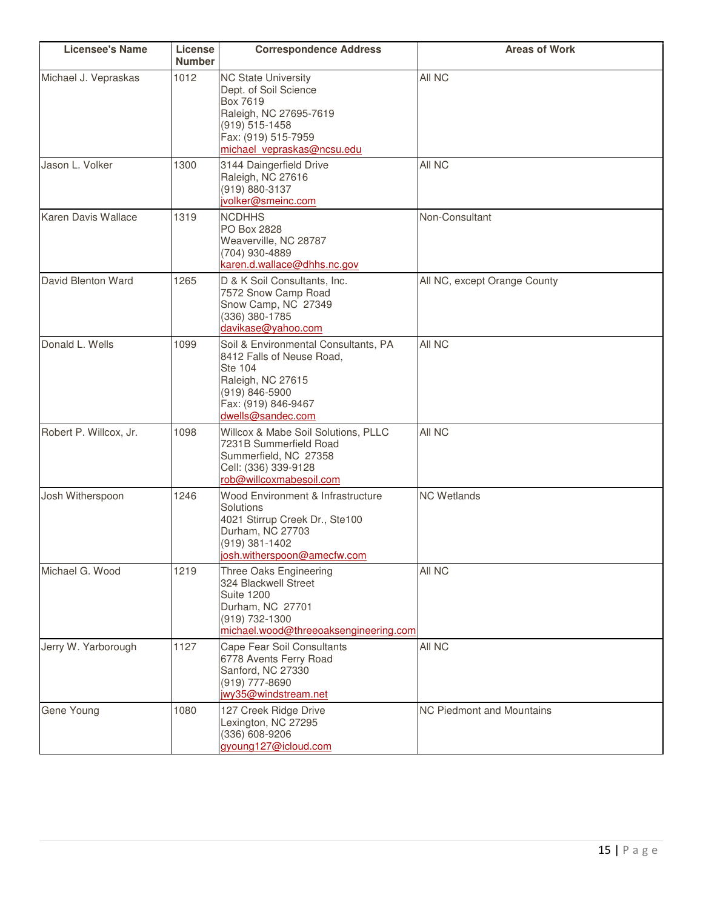| Licensee's Name | License Number | Correspondence Address | Areas of Work |
|---|---|---|---|
| Michael J. Vepraskas | 1012 | NC State University<br>Dept. of Soil Science<br>Box 7619<br>Raleigh, NC 27695-7619<br>(919) 515-1458<br>Fax: (919) 515-7959<br>michael_vepraskas@ncsu.edu | All NC |
| Jason L. Volker | 1300 | 3144 Daingerfield Drive<br>Raleigh, NC 27616<br>(919) 880-3137<br>jvolker@smeinc.com | All NC |
| Karen Davis Wallace | 1319 | NCDHHS<br>PO Box 2828<br>Weaverville, NC 28787<br>(704) 930-4889<br>karen.d.wallace@dhhs.nc.gov | Non-Consultant |
| David Blenton Ward | 1265 | D & K Soil Consultants, Inc.<br>7572 Snow Camp Road<br>Snow Camp, NC 27349<br>(336) 380-1785<br>davikase@yahoo.com | All NC, except Orange County |
| Donald L. Wells | 1099 | Soil & Environmental Consultants, PA<br>8412 Falls of Neuse Road,<br>Ste 104<br>Raleigh, NC 27615<br>(919) 846-5900<br>Fax: (919) 846-9467<br>dwells@sandec.com | All NC |
| Robert P. Willcox, Jr. | 1098 | Willcox & Mabe Soil Solutions, PLLC<br>7231B Summerfield Road<br>Summerfield, NC 27358<br>Cell: (336) 339-9128<br>rob@willcoxmabesoil.com | All NC |
| Josh Witherspoon | 1246 | Wood Environment & Infrastructure Solutions<br>4021 Stirrup Creek Dr., Ste100<br>Durham, NC 27703<br>(919) 381-1402<br>josh.witherspoon@amecfw.com | NC Wetlands |
| Michael G. Wood | 1219 | Three Oaks Engineering<br>324 Blackwell Street<br>Suite 1200<br>Durham, NC 27701<br>(919) 732-1300<br>michael.wood@threeoaksengineering.com | All NC |
| Jerry W. Yarborough | 1127 | Cape Fear Soil Consultants<br>6778 Avents Ferry Road<br>Sanford, NC 27330<br>(919) 777-8690<br>jwy35@windstream.net | All NC |
| Gene Young | 1080 | 127 Creek Ridge Drive<br>Lexington, NC 27295<br>(336) 608-9206<br>gyoung127@icloud.com | NC Piedmont and Mountains |